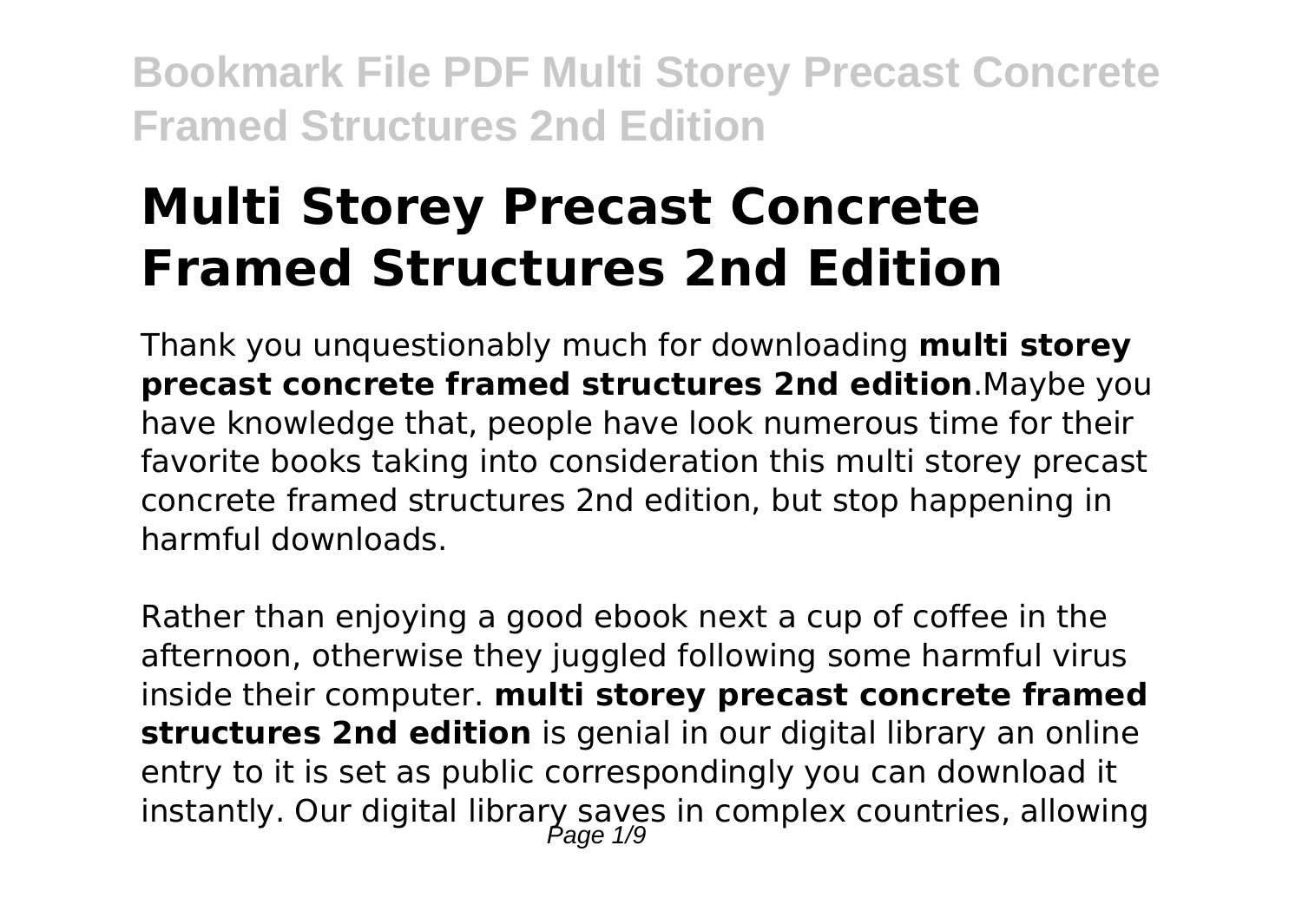# Multi Storey Precast Concrete Framed Structures 2nd Edition

Thank you unquestionably much for downloading **multi storey precast concrete framed structures 2nd edition**.Maybe you have knowledge that, people have look numerous time for their favorite books taking into consideration this multi storey precast concrete framed structures 2nd edition, but stop happening in harmful downloads.

Rather than enjoying a good ebook next a cup of coffee in the afternoon, otherwise they juggled following some harmful virus inside their computer. **multi storey precast concrete framed structures 2nd edition** is genial in our digital library an online entry to it is set as public correspondingly you can download it instantly. Our digital library saves in complex countries, allowing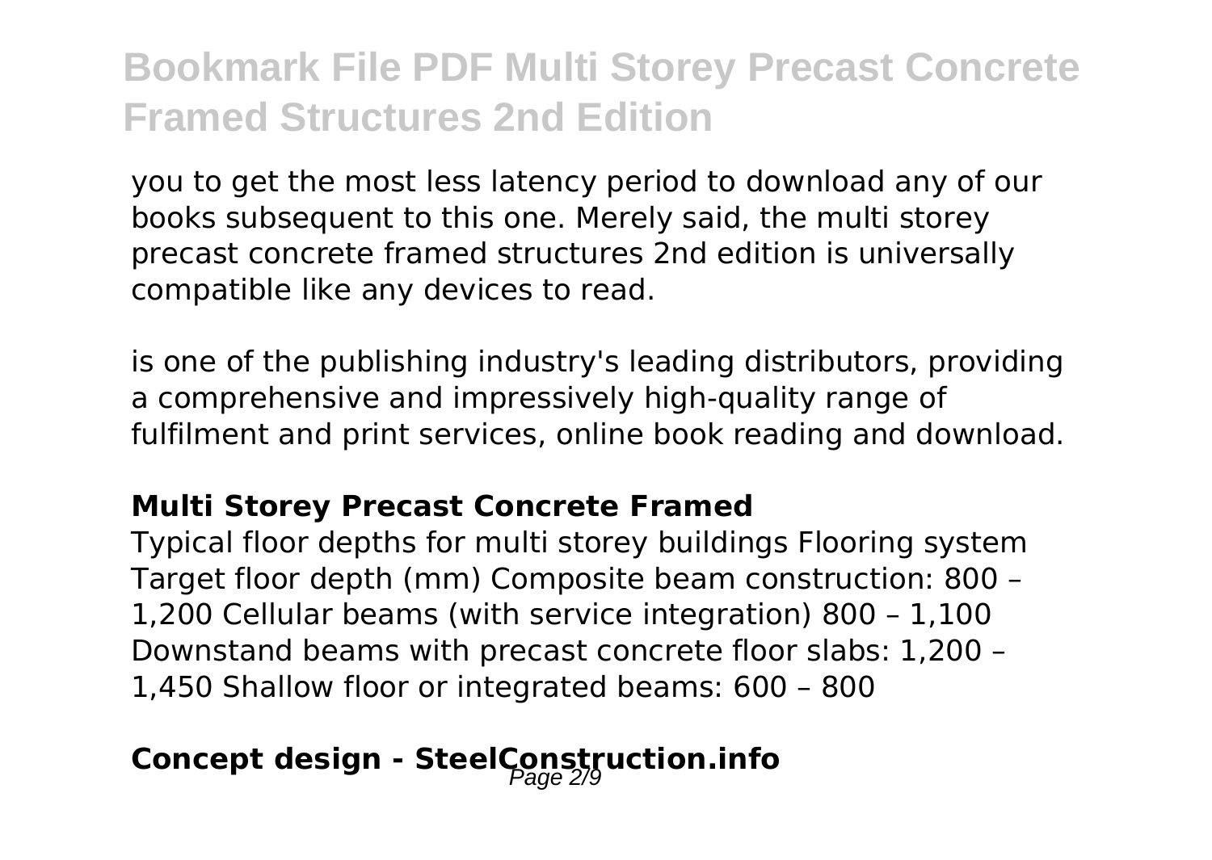you to get the most less latency period to download any of our books subsequent to this one. Merely said, the multi storey precast concrete framed structures 2nd edition is universally compatible like any devices to read.

is one of the publishing industry's leading distributors, providing a comprehensive and impressively high-quality range of fulfilment and print services, online book reading and download.

### Multi Storey Precast Concrete Framed

Typical floor depths for multi storey buildings Flooring system Target floor depth (mm) Composite beam construction: 800 – 1,200 Cellular beams (with service integration) 800 – 1,100 Downstand beams with precast concrete floor slabs: 1,200 – 1,450 Shallow floor or integrated beams: 600 – 800

## Concept design - SteelConstruction.info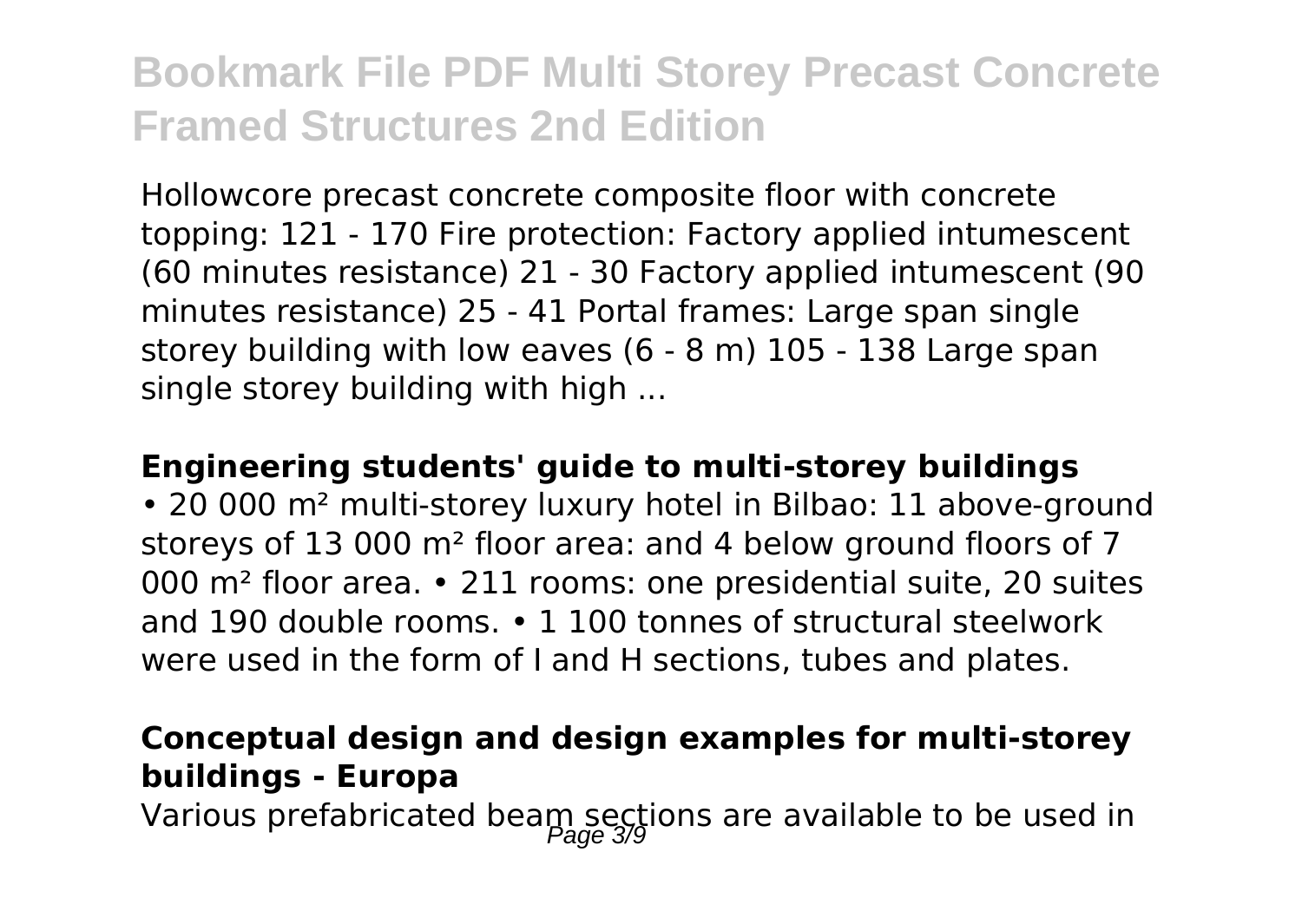Hollowcore precast concrete composite floor with concrete topping: 121 - 170 Fire protection: Factory applied intumescent (60 minutes resistance) 21 - 30 Factory applied intumescent (90 minutes resistance) 25 - 41 Portal frames: Large span single storey building with low eaves (6 - 8 m) 105 - 138 Large span single storey building with high ...

## Engineering students' guide to multi-storey buildings

• 20 000 m² multi-storey luxury hotel in Bilbao: 11 above-ground storeys of 13 000 m² floor area: and 4 below ground floors of 7 000 m² floor area. • 211 rooms: one presidential suite, 20 suites and 190 double rooms. • 1 100 tonnes of structural steelwork were used in the form of I and H sections, tubes and plates.

## Conceptual design and design examples for multi-storey buildings - Europa

Various prefabricated beam sections are available to be used in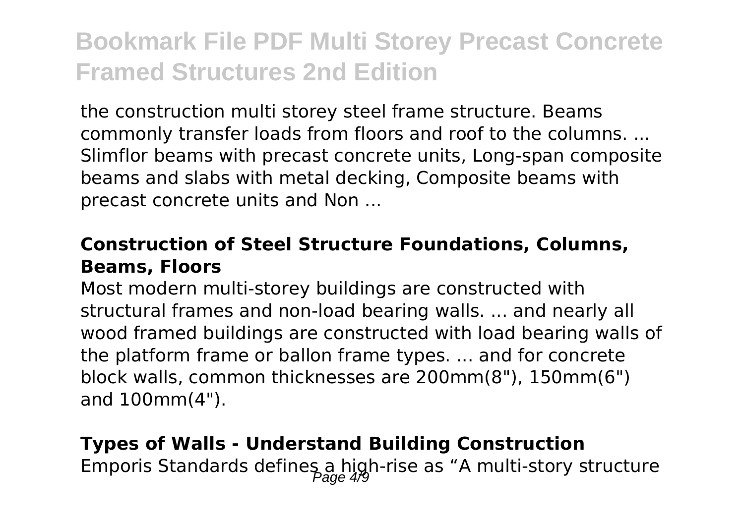the construction multi storey steel frame structure. Beams commonly transfer loads from floors and roof to the columns. ... Slimflor beams with precast concrete units, Long-span composite beams and slabs with metal decking, Composite beams with precast concrete units and Non ...

**Construction of Steel Structure Foundations, Columns, Beams, Floors**

Most modern multi-storey buildings are constructed with structural frames and non-load bearing walls. ... and nearly all wood framed buildings are constructed with load bearing walls of the platform frame or ballon frame types. ... and for concrete block walls, common thicknesses are 200mm(8"), 150mm(6") and 100mm(4").

**Types of Walls - Understand Building Construction**

Emporis Standards defines a high-rise as "A multi-story structure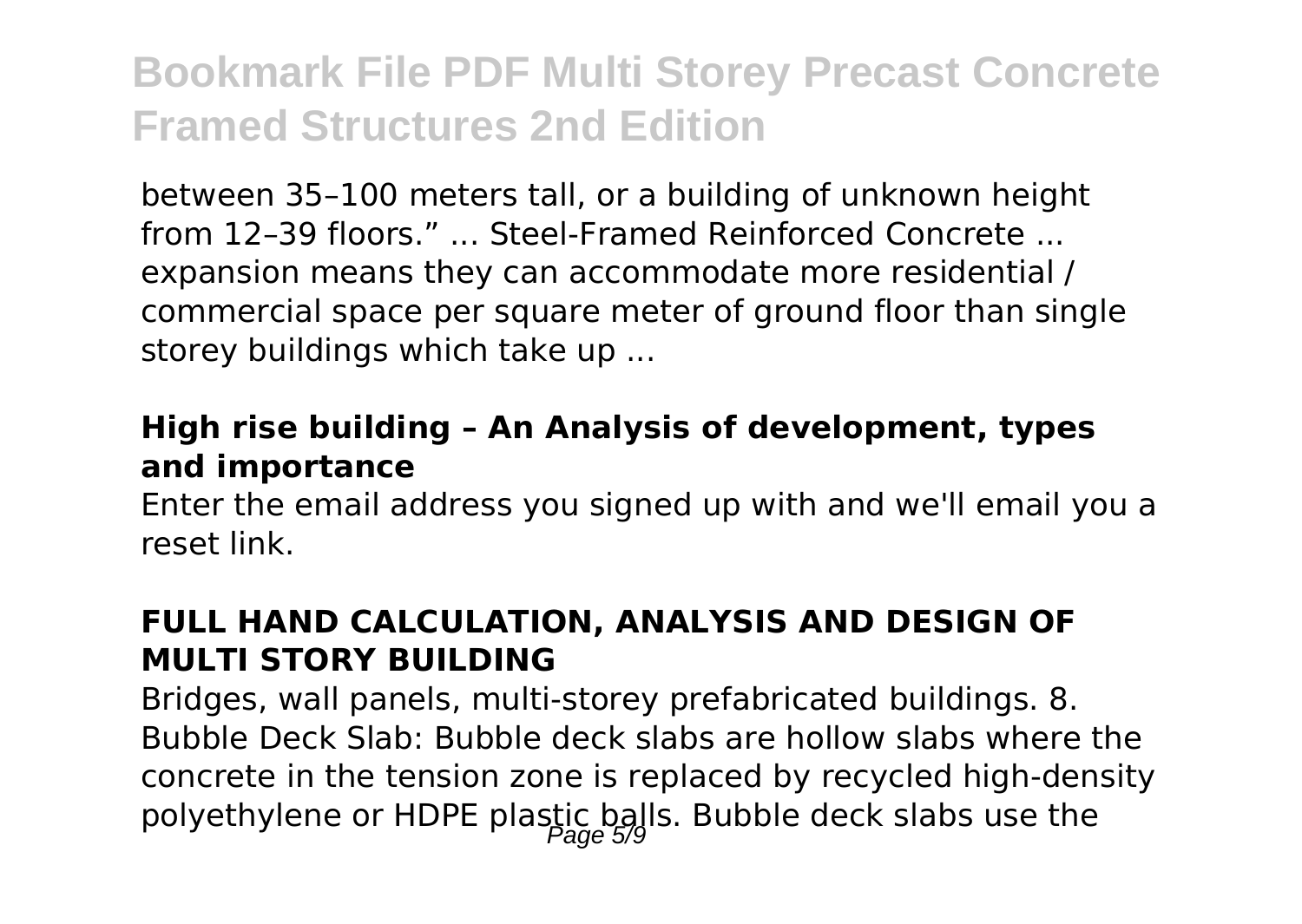between 35–100 meters tall, or a building of unknown height from 12–39 floors." ... Steel-Framed Reinforced Concrete ... expansion means they can accommodate more residential / commercial space per square meter of ground floor than single storey buildings which take up ...

### High rise building – An Analysis of development, types and importance

Enter the email address you signed up with and we'll email you a reset link.

### FULL HAND CALCULATION, ANALYSIS AND DESIGN OF MULTI STORY BUILDING

Bridges, wall panels, multi-storey prefabricated buildings. 8. Bubble Deck Slab: Bubble deck slabs are hollow slabs where the concrete in the tension zone is replaced by recycled high-density polyethylene or HDPE plastic balls. Bubble deck slabs use the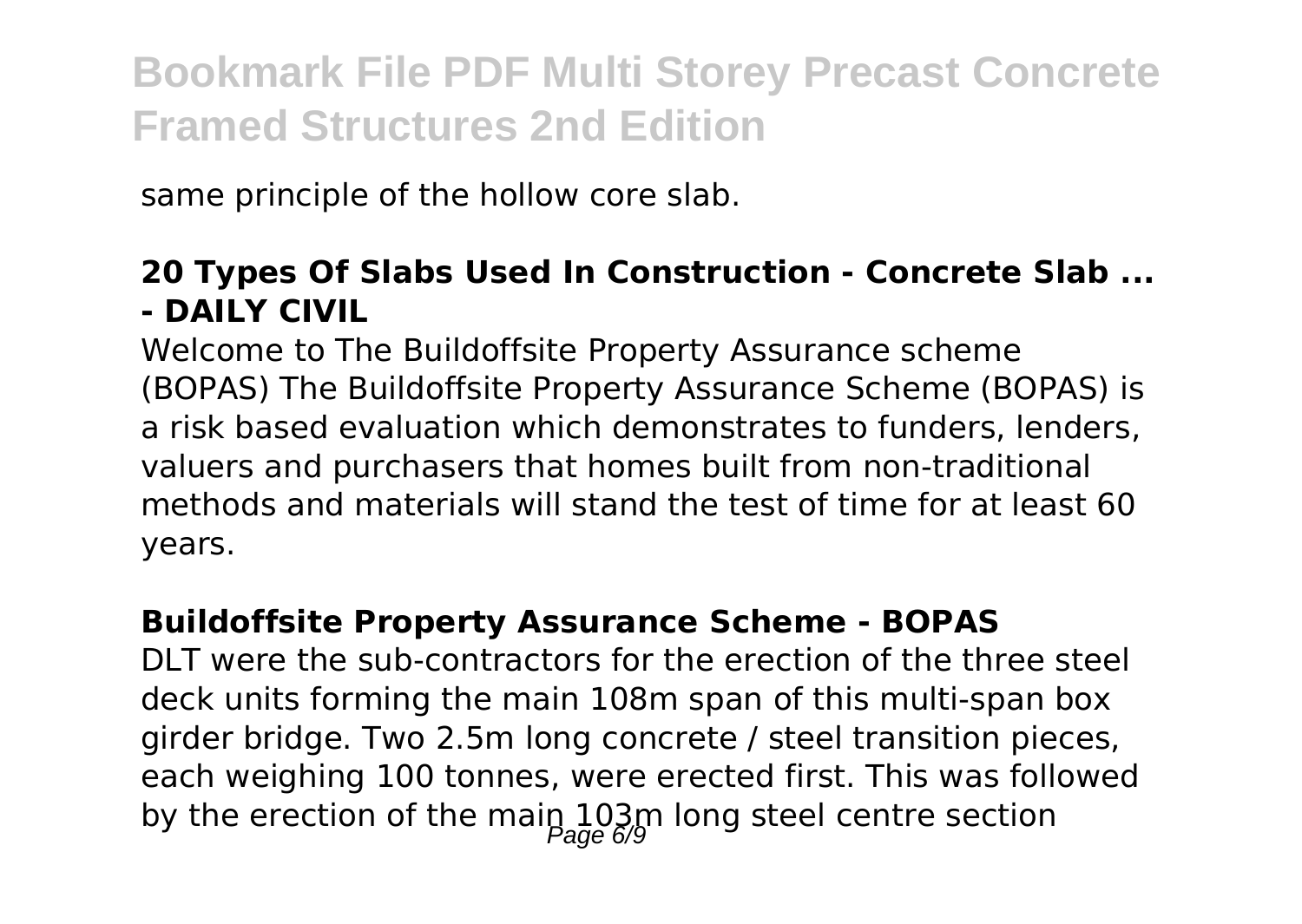same principle of the hollow core slab.

### 20 Types Of Slabs Used In Construction - Concrete Slab ... - DAILY CIVIL

Welcome to The Buildoffsite Property Assurance scheme (BOPAS) The Buildoffsite Property Assurance Scheme (BOPAS) is a risk based evaluation which demonstrates to funders, lenders, valuers and purchasers that homes built from non-traditional methods and materials will stand the test of time for at least 60 years.

### Buildoffsite Property Assurance Scheme - BOPAS

DLT were the sub-contractors for the erection of the three steel deck units forming the main 108m span of this multi-span box girder bridge. Two 2.5m long concrete / steel transition pieces, each weighing 100 tonnes, were erected first. This was followed by the erection of the main 103m long steel centre section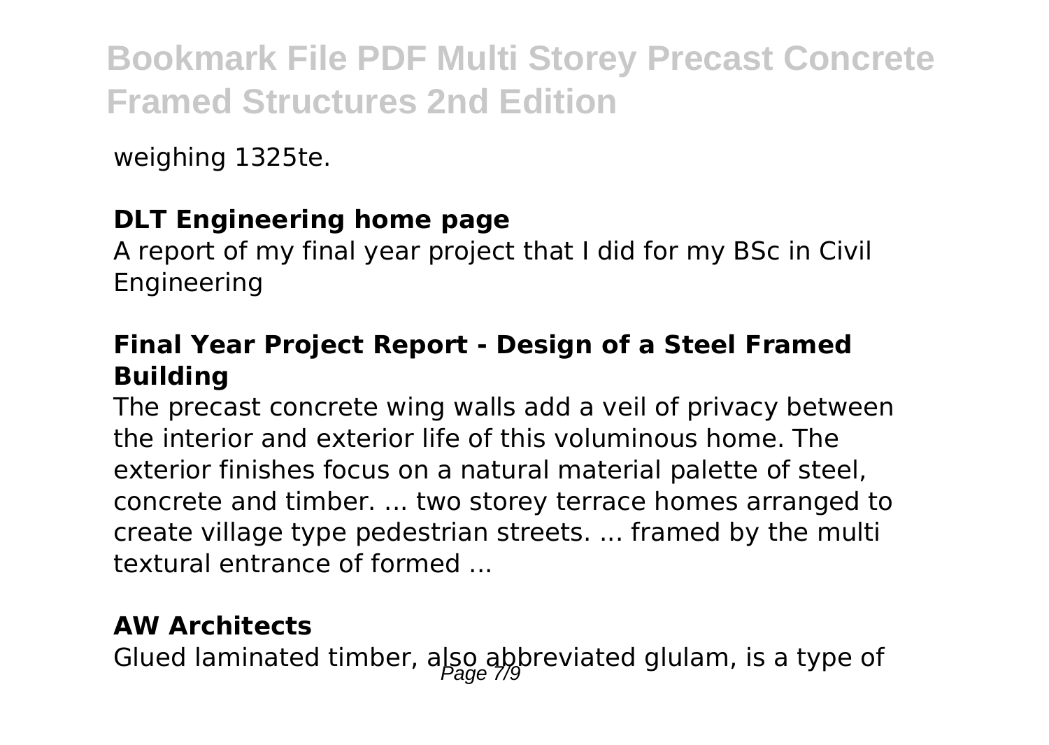weighing 1325te.

**DLT Engineering home page**

A report of my final year project that I did for my BSc in Civil Engineering

**Final Year Project Report - Design of a Steel Framed Building**

The precast concrete wing walls add a veil of privacy between the interior and exterior life of this voluminous home. The exterior finishes focus on a natural material palette of steel, concrete and timber. ... two storey terrace homes arranged to create village type pedestrian streets. ... framed by the multi textural entrance of formed ...

**AW Architects**

Glued laminated timber, also abbreviated glulam, is a type of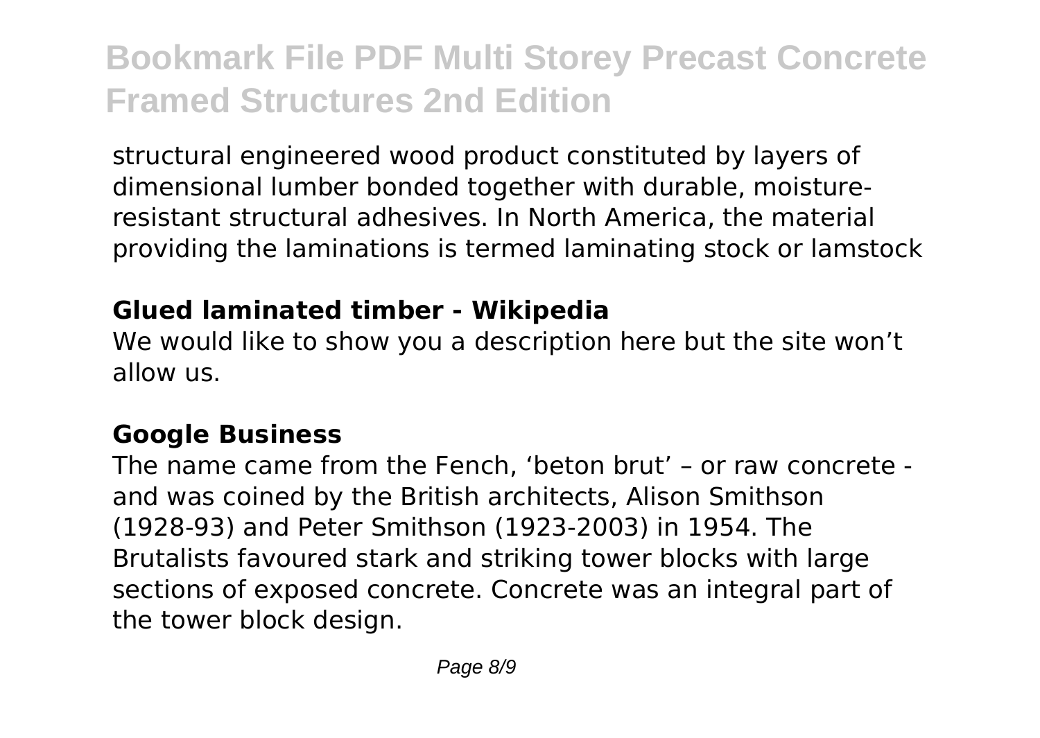structural engineered wood product constituted by layers of dimensional lumber bonded together with durable, moisture-resistant structural adhesives. In North America, the material providing the laminations is termed laminating stock or lamstock

**Glued laminated timber - Wikipedia**

We would like to show you a description here but the site won't allow us.

**Google Business**

The name came from the Fench, 'beton brut' – or raw concrete - and was coined by the British architects, Alison Smithson (1928-93) and Peter Smithson (1923-2003) in 1954. The Brutalists favoured stark and striking tower blocks with large sections of exposed concrete. Concrete was an integral part of the tower block design.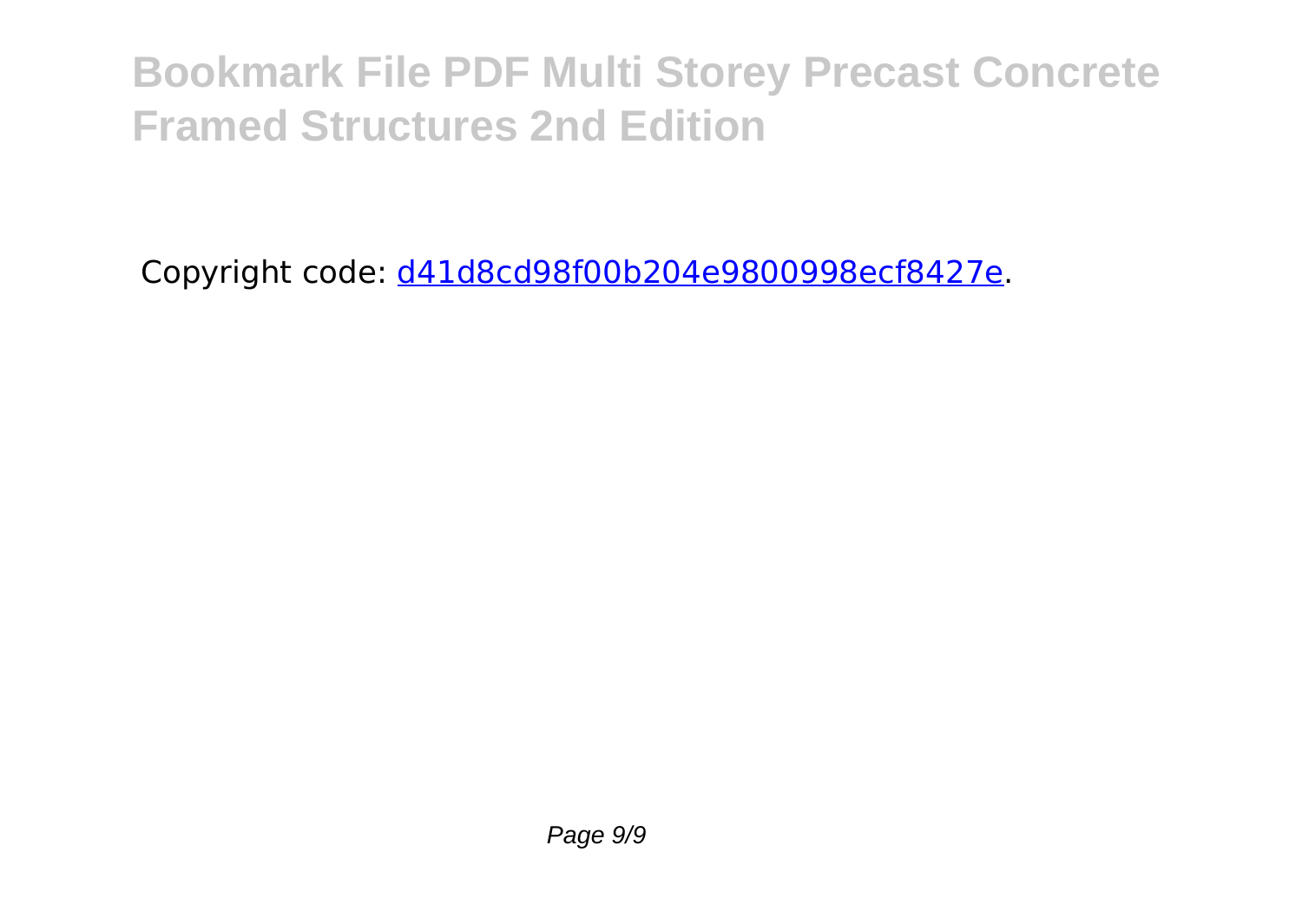Copyright code: [d41d8cd98f00b204e9800998ecf8427e](d41d8cd98f00b204e9800998ecf8427e).